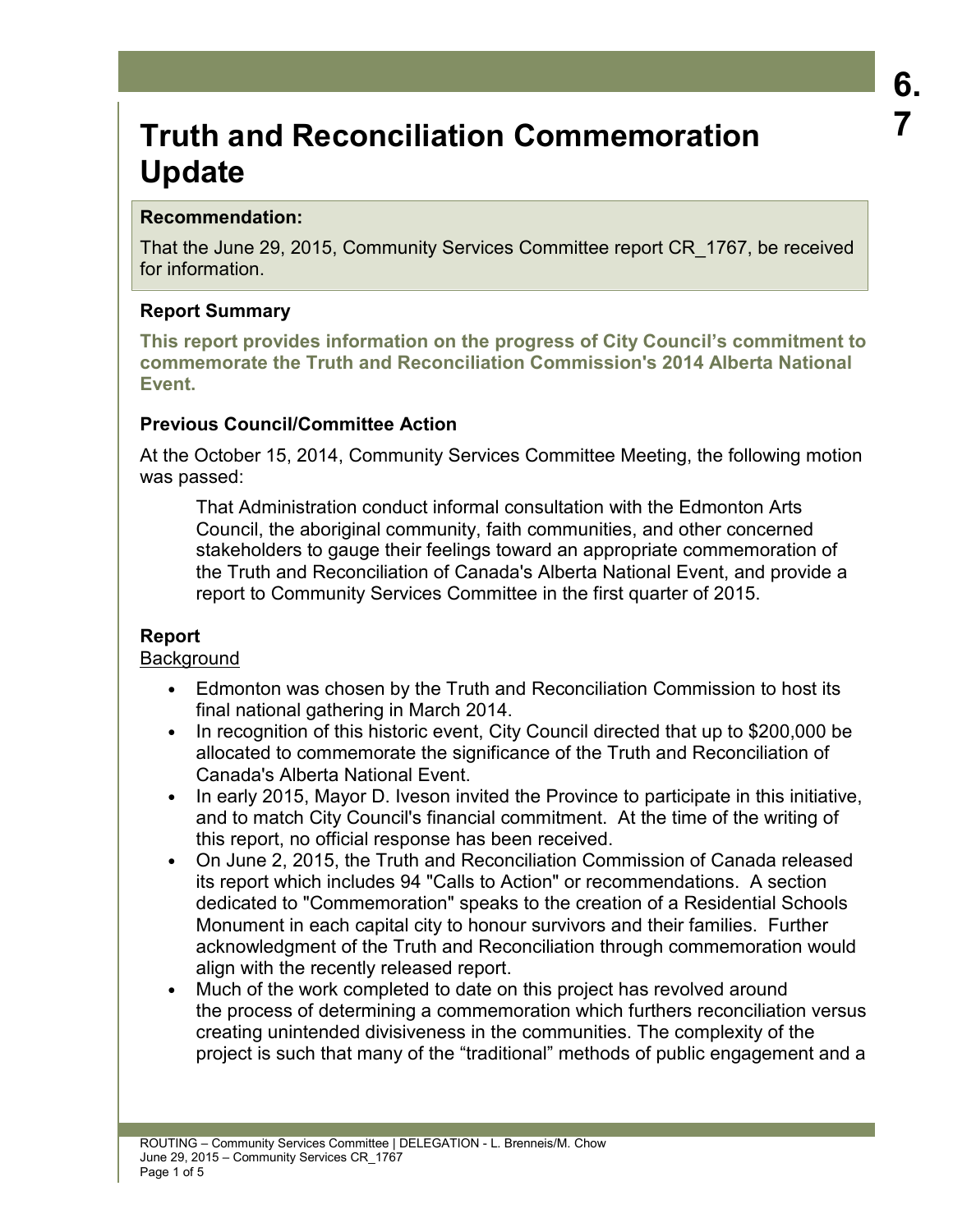# Truth and Reconciliation Commemoration Update

**Recommendation:**

That the June 29, 2015, Community Services Committee report CR_1767, be received for information.

### Report Summary

**This report provides information on the progress of City Council's commitment to commemorate the Truth and Reconciliation Commission's 2014 Alberta National Event.**

### Previous Council/Committee Action

At the October 15, 2014, Community Services Committee Meeting, the following motion was passed:

> That Administration conduct informal consultation with the Edmonton Arts Council, the aboriginal community, faith communities, and other concerned stakeholders to gauge their feelings toward an appropriate commemoration of the Truth and Reconciliation of Canada's Alberta National Event, and provide a report to Community Services Committee in the first quarter of 2015.

### Report

Background

- Edmonton was chosen by the Truth and Reconciliation Commission to host its final national gathering in March 2014.
- In recognition of this historic event, City Council directed that up to $200,000 be allocated to commemorate the significance of the Truth and Reconciliation of Canada's Alberta National Event.
- In early 2015, Mayor D. Iveson invited the Province to participate in this initiative, and to match City Council's financial commitment. At the time of the writing of this report, no official response has been received.
- On June 2, 2015, the Truth and Reconciliation Commission of Canada released its report which includes 94 "Calls to Action" or recommendations. A section dedicated to "Commemoration" speaks to the creation of a Residential Schools Monument in each capital city to honour survivors and their families. Further acknowledgment of the Truth and Reconciliation through commemoration would align with the recently released report.
- Much of the work completed to date on this project has revolved around the process of determining a commemoration which furthers reconciliation versus creating unintended divisiveness in the communities. The complexity of the project is such that many of the "traditional" methods of public engagement and a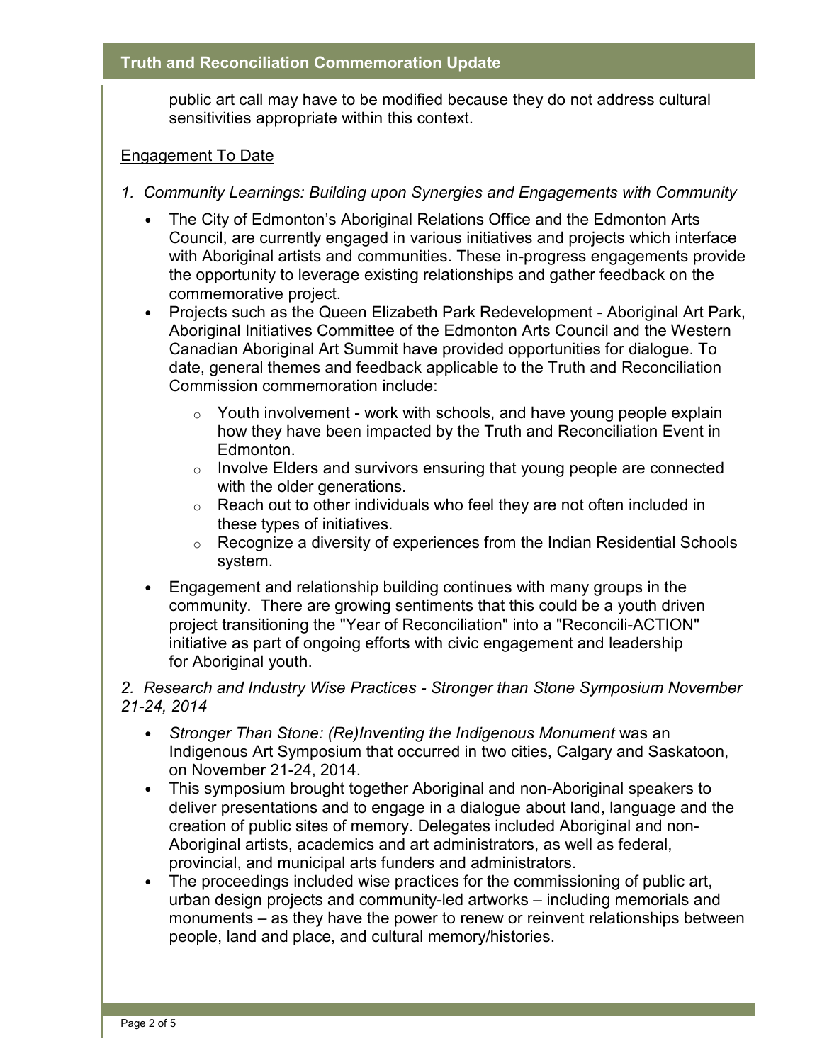public art call may have to be modified because they do not address cultural sensitivities appropriate within this context.

<u>Engagement To Date</u>

*1. Community Learnings: Building upon Synergies and Engagements with Community*

- The City of Edmonton's Aboriginal Relations Office and the Edmonton Arts Council, are currently engaged in various initiatives and projects which interface with Aboriginal artists and communities. These in-progress engagements provide the opportunity to leverage existing relationships and gather feedback on the commemorative project.
- Projects such as the Queen Elizabeth Park Redevelopment - Aboriginal Art Park, Aboriginal Initiatives Committee of the Edmonton Arts Council and the Western Canadian Aboriginal Art Summit have provided opportunities for dialogue. To date, general themes and feedback applicable to the Truth and Reconciliation Commission commemoration include:
    - Youth involvement - work with schools, and have young people explain how they have been impacted by the Truth and Reconciliation Event in Edmonton.
    - Involve Elders and survivors ensuring that young people are connected with the older generations.
    - Reach out to other individuals who feel they are not often included in these types of initiatives.
    - Recognize a diversity of experiences from the Indian Residential Schools system.
- Engagement and relationship building continues with many groups in the community. There are growing sentiments that this could be a youth driven project transitioning the "Year of Reconciliation" into a "Reconcili-ACTION" initiative as part of ongoing efforts with civic engagement and leadership for Aboriginal youth.

*2. Research and Industry Wise Practices - Stronger than Stone Symposium November 21-24, 2014*

- *Stronger Than Stone: (Re)Inventing the Indigenous Monument* was an Indigenous Art Symposium that occurred in two cities, Calgary and Saskatoon, on November 21-24, 2014.
- This symposium brought together Aboriginal and non-Aboriginal speakers to deliver presentations and to engage in a dialogue about land, language and the creation of public sites of memory. Delegates included Aboriginal and non-Aboriginal artists, academics and art administrators, as well as federal, provincial, and municipal arts funders and administrators.
- The proceedings included wise practices for the commissioning of public art, urban design projects and community-led artworks – including memorials and monuments – as they have the power to renew or reinvent relationships between people, land and place, and cultural memory/histories.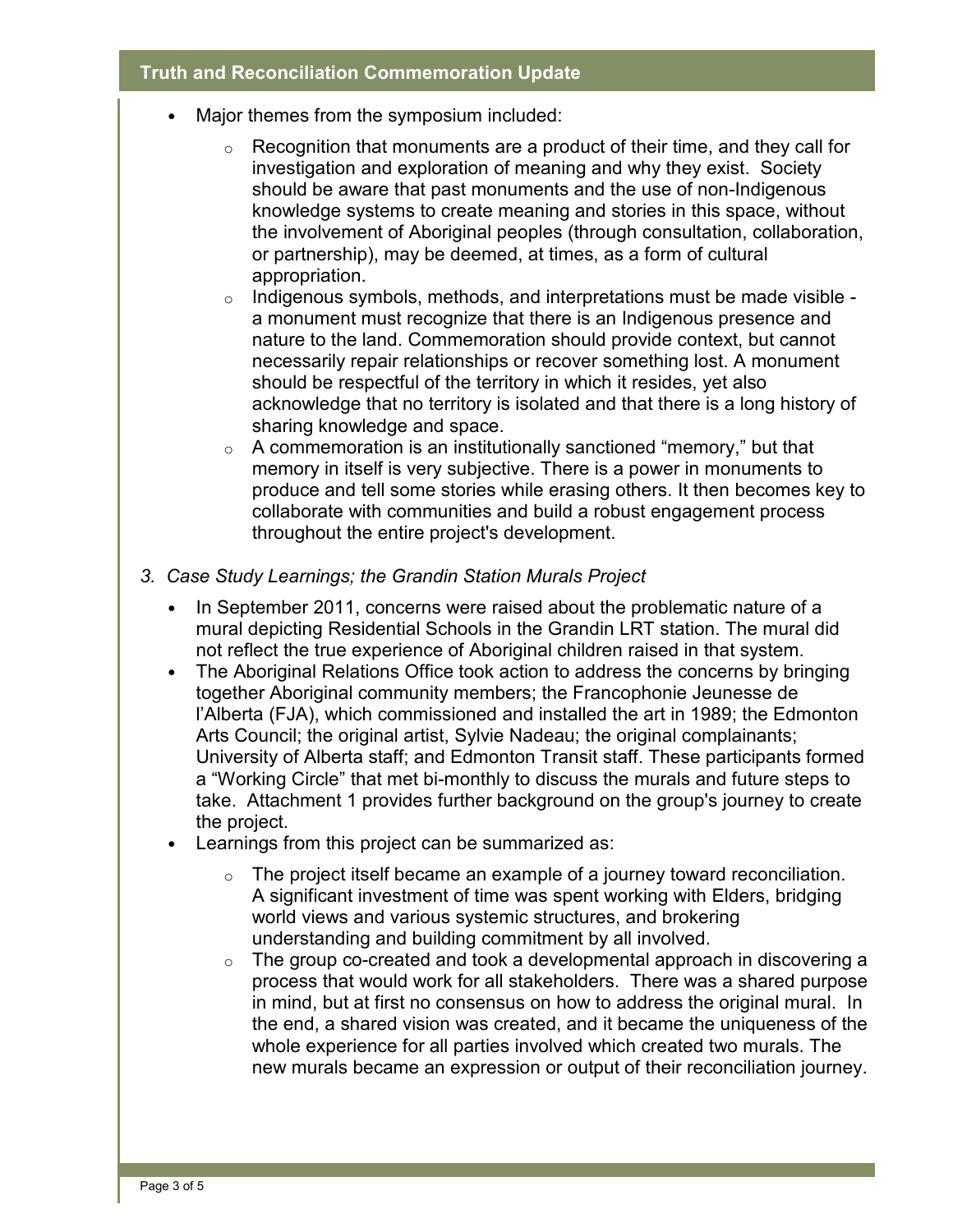- Major themes from the symposium included:
  - Recognition that monuments are a product of their time, and they call for investigation and exploration of meaning and why they exist. Society should be aware that past monuments and the use of non-Indigenous knowledge systems to create meaning and stories in this space, without the involvement of Aboriginal peoples (through consultation, collaboration, or partnership), may be deemed, at times, as a form of cultural appropriation.
  - Indigenous symbols, methods, and interpretations must be made visible - a monument must recognize that there is an Indigenous presence and nature to the land. Commemoration should provide context, but cannot necessarily repair relationships or recover something lost. A monument should be respectful of the territory in which it resides, yet also acknowledge that no territory is isolated and that there is a long history of sharing knowledge and space.
  - A commemoration is an institutionally sanctioned "memory," but that memory in itself is very subjective. There is a power in monuments to produce and tell some stories while erasing others. It then becomes key to collaborate with communities and build a robust engagement process throughout the entire project's development.

3. *Case Study Learnings; the Grandin Station Murals Project*

- In September 2011, concerns were raised about the problematic nature of a mural depicting Residential Schools in the Grandin LRT station. The mural did not reflect the true experience of Aboriginal children raised in that system.
- The Aboriginal Relations Office took action to address the concerns by bringing together Aboriginal community members; the Francophonie Jeunesse de l'Alberta (FJA), which commissioned and installed the art in 1989; the Edmonton Arts Council; the original artist, Sylvie Nadeau; the original complainants; University of Alberta staff; and Edmonton Transit staff. These participants formed a "Working Circle" that met bi-monthly to discuss the murals and future steps to take. Attachment 1 provides further background on the group's journey to create the project.
- Learnings from this project can be summarized as:
  - The project itself became an example of a journey toward reconciliation. A significant investment of time was spent working with Elders, bridging world views and various systemic structures, and brokering understanding and building commitment by all involved.
  - The group co-created and took a developmental approach in discovering a process that would work for all stakeholders. There was a shared purpose in mind, but at first no consensus on how to address the original mural. In the end, a shared vision was created, and it became the uniqueness of the whole experience for all parties involved which created two murals. The new murals became an expression or output of their reconciliation journey.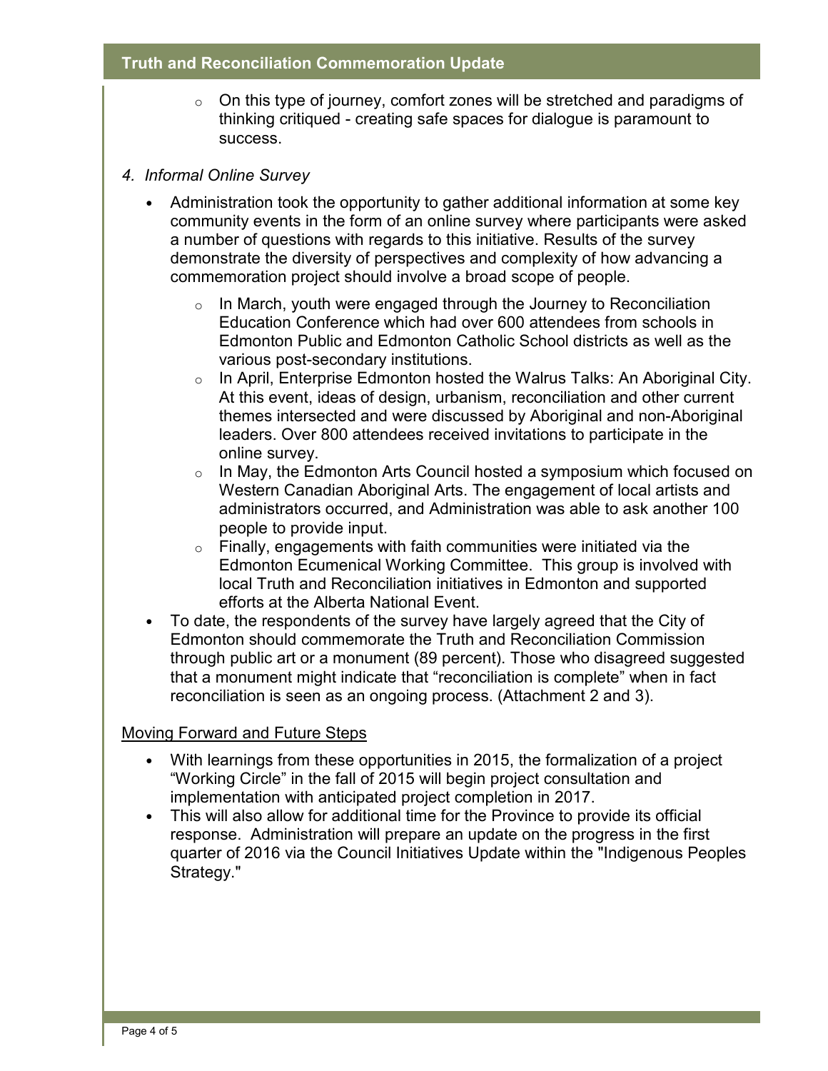- On this type of journey, comfort zones will be stretched and paradigms of thinking critiqued - creating safe spaces for dialogue is paramount to success.

*4. Informal Online Survey*

- Administration took the opportunity to gather additional information at some key community events in the form of an online survey where participants were asked a number of questions with regards to this initiative. Results of the survey demonstrate the diversity of perspectives and complexity of how advancing a commemoration project should involve a broad scope of people.
  - In March, youth were engaged through the Journey to Reconciliation Education Conference which had over 600 attendees from schools in Edmonton Public and Edmonton Catholic School districts as well as the various post-secondary institutions.
  - In April, Enterprise Edmonton hosted the Walrus Talks: An Aboriginal City. At this event, ideas of design, urbanism, reconciliation and other current themes intersected and were discussed by Aboriginal and non-Aboriginal leaders. Over 800 attendees received invitations to participate in the online survey.
  - In May, the Edmonton Arts Council hosted a symposium which focused on Western Canadian Aboriginal Arts. The engagement of local artists and administrators occurred, and Administration was able to ask another 100 people to provide input.
  - Finally, engagements with faith communities were initiated via the Edmonton Ecumenical Working Committee. This group is involved with local Truth and Reconciliation initiatives in Edmonton and supported efforts at the Alberta National Event.
- To date, the respondents of the survey have largely agreed that the City of Edmonton should commemorate the Truth and Reconciliation Commission through public art or a monument (89 percent). Those who disagreed suggested that a monument might indicate that "reconciliation is complete" when in fact reconciliation is seen as an ongoing process. (Attachment 2 and 3).

<u>Moving Forward and Future Steps</u>

- With learnings from these opportunities in 2015, the formalization of a project "Working Circle" in the fall of 2015 will begin project consultation and implementation with anticipated project completion in 2017.
- This will also allow for additional time for the Province to provide its official response. Administration will prepare an update on the progress in the first quarter of 2016 via the Council Initiatives Update within the "Indigenous Peoples Strategy."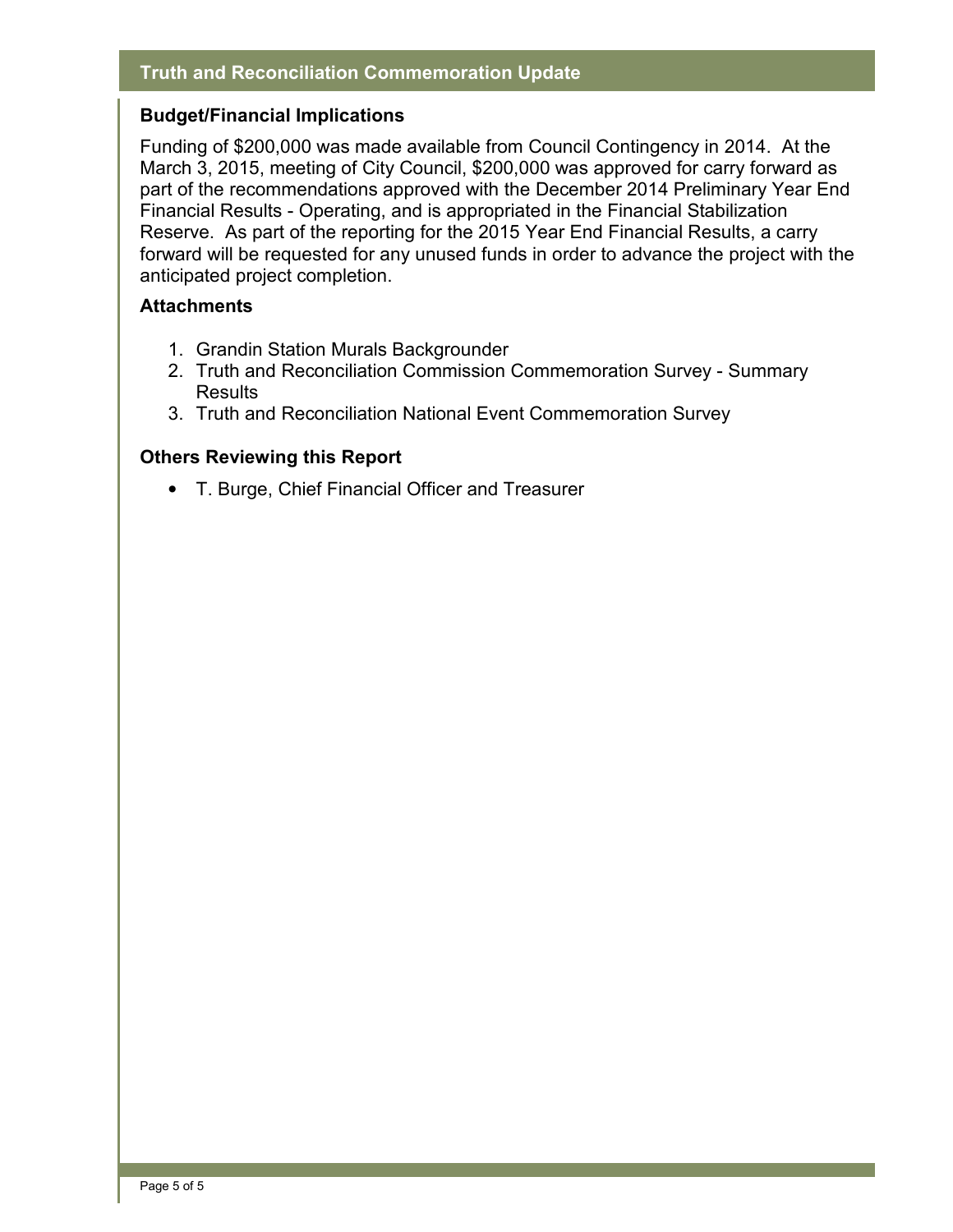## Budget/Financial Implications

Funding of $200,000 was made available from Council Contingency in 2014. At the March 3, 2015, meeting of City Council, $200,000 was approved for carry forward as part of the recommendations approved with the December 2014 Preliminary Year End Financial Results - Operating, and is appropriated in the Financial Stabilization Reserve. As part of the reporting for the 2015 Year End Financial Results, a carry forward will be requested for any unused funds in order to advance the project with the anticipated project completion.

## Attachments

1. Grandin Station Murals Backgrounder
2. Truth and Reconciliation Commission Commemoration Survey - Summary Results
3. Truth and Reconciliation National Event Commemoration Survey

## Others Reviewing this Report

- T. Burge, Chief Financial Officer and Treasurer